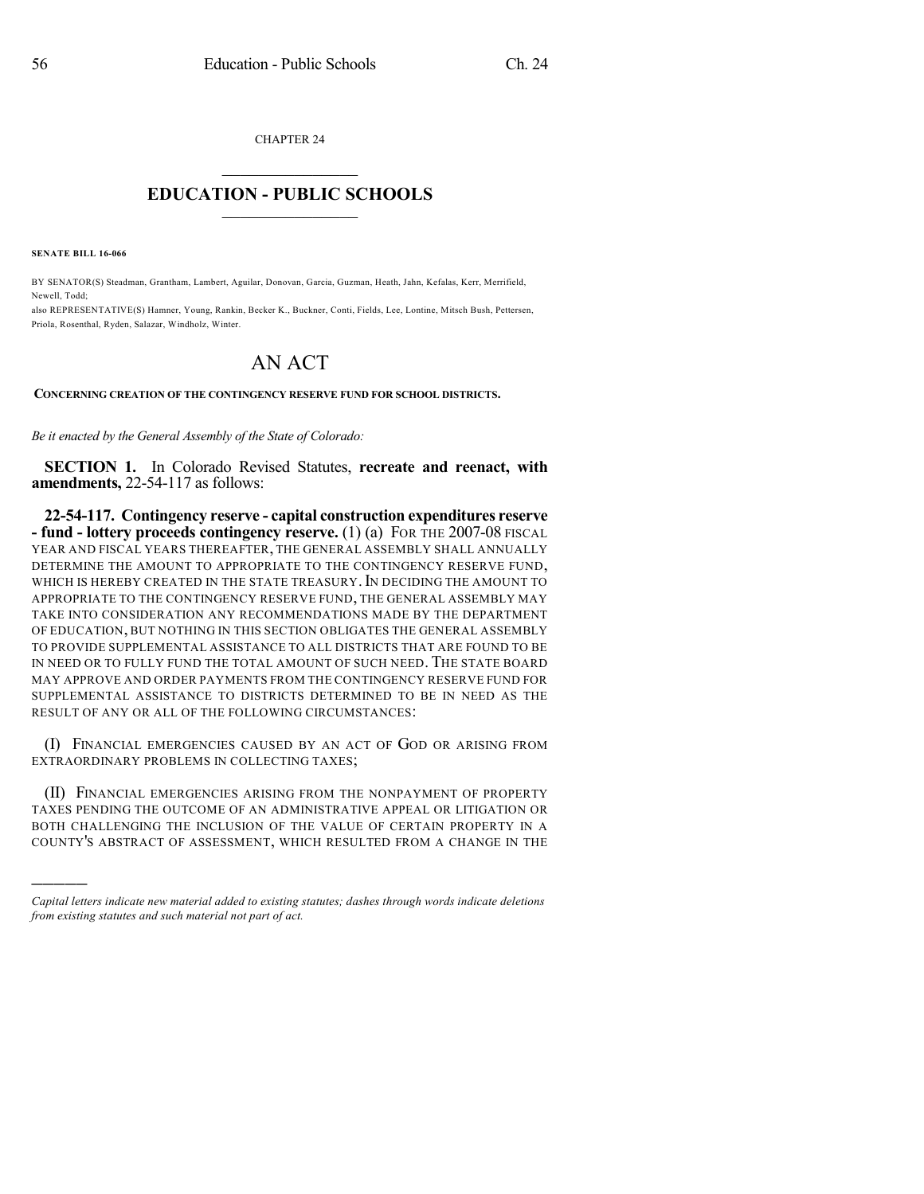CHAPTER 24

# EDUCATION - PUBLIC SCHOOLS

**SENATE BILL 16-066**

BY SENATOR(S) Steadman, Grantham, Lambert, Aguilar, Donovan, Garcia, Guzman, Heath, Jahn, Kefalas, Kerr, Merrifield, Newell, Todd;
also REPRESENTATIVE(S) Hamner, Young, Rankin, Becker K., Buckner, Conti, Fields, Lee, Lontine, Mitsch Bush, Pettersen, Priola, Rosenthal, Ryden, Salazar, Windholz, Winter.

# AN ACT

**CONCERNING CREATION OF THE CONTINGENCY RESERVE FUND FOR SCHOOL DISTRICTS.**

*Be it enacted by the General Assembly of the State of Colorado:*

**SECTION 1.** In Colorado Revised Statutes, **recreate and reenact, with amendments,** 22-54-117 as follows:

**22-54-117. Contingency reserve - capital construction expenditures reserve - fund - lottery proceeds contingency reserve.** (1) (a) FOR THE 2007-08 FISCAL YEAR AND FISCAL YEARS THEREAFTER, THE GENERAL ASSEMBLY SHALL ANNUALLY DETERMINE THE AMOUNT TO APPROPRIATE TO THE CONTINGENCY RESERVE FUND, WHICH IS HEREBY CREATED IN THE STATE TREASURY. IN DECIDING THE AMOUNT TO APPROPRIATE TO THE CONTINGENCY RESERVE FUND, THE GENERAL ASSEMBLY MAY TAKE INTO CONSIDERATION ANY RECOMMENDATIONS MADE BY THE DEPARTMENT OF EDUCATION, BUT NOTHING IN THIS SECTION OBLIGATES THE GENERAL ASSEMBLY TO PROVIDE SUPPLEMENTAL ASSISTANCE TO ALL DISTRICTS THAT ARE FOUND TO BE IN NEED OR TO FULLY FUND THE TOTAL AMOUNT OF SUCH NEED. THE STATE BOARD MAY APPROVE AND ORDER PAYMENTS FROM THE CONTINGENCY RESERVE FUND FOR SUPPLEMENTAL ASSISTANCE TO DISTRICTS DETERMINED TO BE IN NEED AS THE RESULT OF ANY OR ALL OF THE FOLLOWING CIRCUMSTANCES:

(I) FINANCIAL EMERGENCIES CAUSED BY AN ACT OF GOD OR ARISING FROM EXTRAORDINARY PROBLEMS IN COLLECTING TAXES;

(II) FINANCIAL EMERGENCIES ARISING FROM THE NONPAYMENT OF PROPERTY TAXES PENDING THE OUTCOME OF AN ADMINISTRATIVE APPEAL OR LITIGATION OR BOTH CHALLENGING THE INCLUSION OF THE VALUE OF CERTAIN PROPERTY IN A COUNTY'S ABSTRACT OF ASSESSMENT, WHICH RESULTED FROM A CHANGE IN THE

---

*Capital letters indicate new material added to existing statutes; dashes through words indicate deletions from existing statutes and such material not part of act.*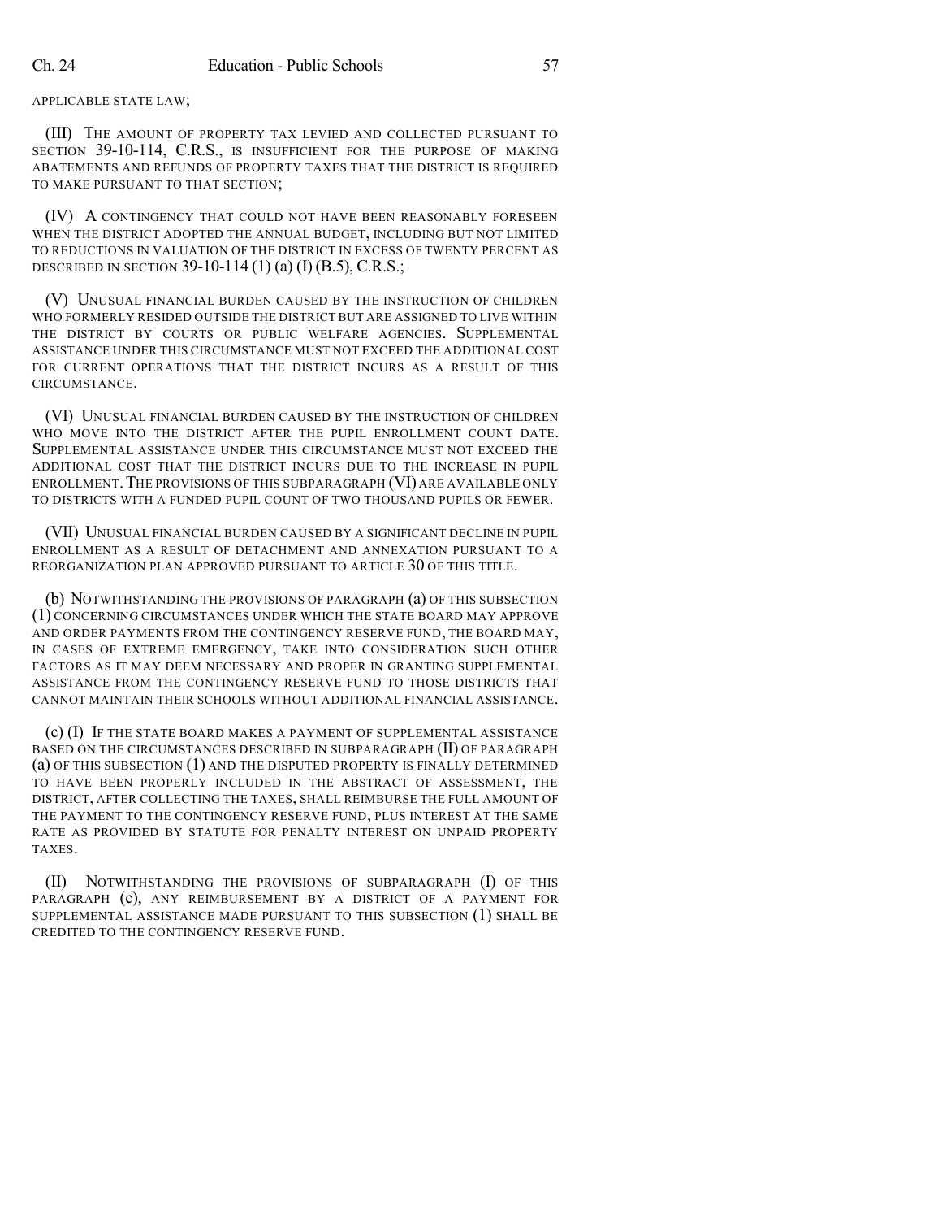APPLICABLE STATE LAW;

(III) THE AMOUNT OF PROPERTY TAX LEVIED AND COLLECTED PURSUANT TO SECTION 39-10-114, C.R.S., IS INSUFFICIENT FOR THE PURPOSE OF MAKING ABATEMENTS AND REFUNDS OF PROPERTY TAXES THAT THE DISTRICT IS REQUIRED TO MAKE PURSUANT TO THAT SECTION;

(IV) A CONTINGENCY THAT COULD NOT HAVE BEEN REASONABLY FORESEEN WHEN THE DISTRICT ADOPTED THE ANNUAL BUDGET, INCLUDING BUT NOT LIMITED TO REDUCTIONS IN VALUATION OF THE DISTRICT IN EXCESS OF TWENTY PERCENT AS DESCRIBED IN SECTION 39-10-114 (1) (a) (I) (B.5), C.R.S.;

(V) UNUSUAL FINANCIAL BURDEN CAUSED BY THE INSTRUCTION OF CHILDREN WHO FORMERLY RESIDED OUTSIDE THE DISTRICT BUT ARE ASSIGNED TO LIVE WITHIN THE DISTRICT BY COURTS OR PUBLIC WELFARE AGENCIES. SUPPLEMENTAL ASSISTANCE UNDER THIS CIRCUMSTANCE MUST NOT EXCEED THE ADDITIONAL COST FOR CURRENT OPERATIONS THAT THE DISTRICT INCURS AS A RESULT OF THIS CIRCUMSTANCE.

(VI) UNUSUAL FINANCIAL BURDEN CAUSED BY THE INSTRUCTION OF CHILDREN WHO MOVE INTO THE DISTRICT AFTER THE PUPIL ENROLLMENT COUNT DATE. SUPPLEMENTAL ASSISTANCE UNDER THIS CIRCUMSTANCE MUST NOT EXCEED THE ADDITIONAL COST THAT THE DISTRICT INCURS DUE TO THE INCREASE IN PUPIL ENROLLMENT. THE PROVISIONS OF THIS SUBPARAGRAPH (VI) ARE AVAILABLE ONLY TO DISTRICTS WITH A FUNDED PUPIL COUNT OF TWO THOUSAND PUPILS OR FEWER.

(VII) UNUSUAL FINANCIAL BURDEN CAUSED BY A SIGNIFICANT DECLINE IN PUPIL ENROLLMENT AS A RESULT OF DETACHMENT AND ANNEXATION PURSUANT TO A REORGANIZATION PLAN APPROVED PURSUANT TO ARTICLE 30 OF THIS TITLE.

(b) NOTWITHSTANDING THE PROVISIONS OF PARAGRAPH (a) OF THIS SUBSECTION (1) CONCERNING CIRCUMSTANCES UNDER WHICH THE STATE BOARD MAY APPROVE AND ORDER PAYMENTS FROM THE CONTINGENCY RESERVE FUND, THE BOARD MAY, IN CASES OF EXTREME EMERGENCY, TAKE INTO CONSIDERATION SUCH OTHER FACTORS AS IT MAY DEEM NECESSARY AND PROPER IN GRANTING SUPPLEMENTAL ASSISTANCE FROM THE CONTINGENCY RESERVE FUND TO THOSE DISTRICTS THAT CANNOT MAINTAIN THEIR SCHOOLS WITHOUT ADDITIONAL FINANCIAL ASSISTANCE.

(c) (I) IF THE STATE BOARD MAKES A PAYMENT OF SUPPLEMENTAL ASSISTANCE BASED ON THE CIRCUMSTANCES DESCRIBED IN SUBPARAGRAPH (II) OF PARAGRAPH (a) OF THIS SUBSECTION (1) AND THE DISPUTED PROPERTY IS FINALLY DETERMINED TO HAVE BEEN PROPERLY INCLUDED IN THE ABSTRACT OF ASSESSMENT, THE DISTRICT, AFTER COLLECTING THE TAXES, SHALL REIMBURSE THE FULL AMOUNT OF THE PAYMENT TO THE CONTINGENCY RESERVE FUND, PLUS INTEREST AT THE SAME RATE AS PROVIDED BY STATUTE FOR PENALTY INTEREST ON UNPAID PROPERTY TAXES.

(II) NOTWITHSTANDING THE PROVISIONS OF SUBPARAGRAPH (I) OF THIS PARAGRAPH (c), ANY REIMBURSEMENT BY A DISTRICT OF A PAYMENT FOR SUPPLEMENTAL ASSISTANCE MADE PURSUANT TO THIS SUBSECTION (1) SHALL BE CREDITED TO THE CONTINGENCY RESERVE FUND.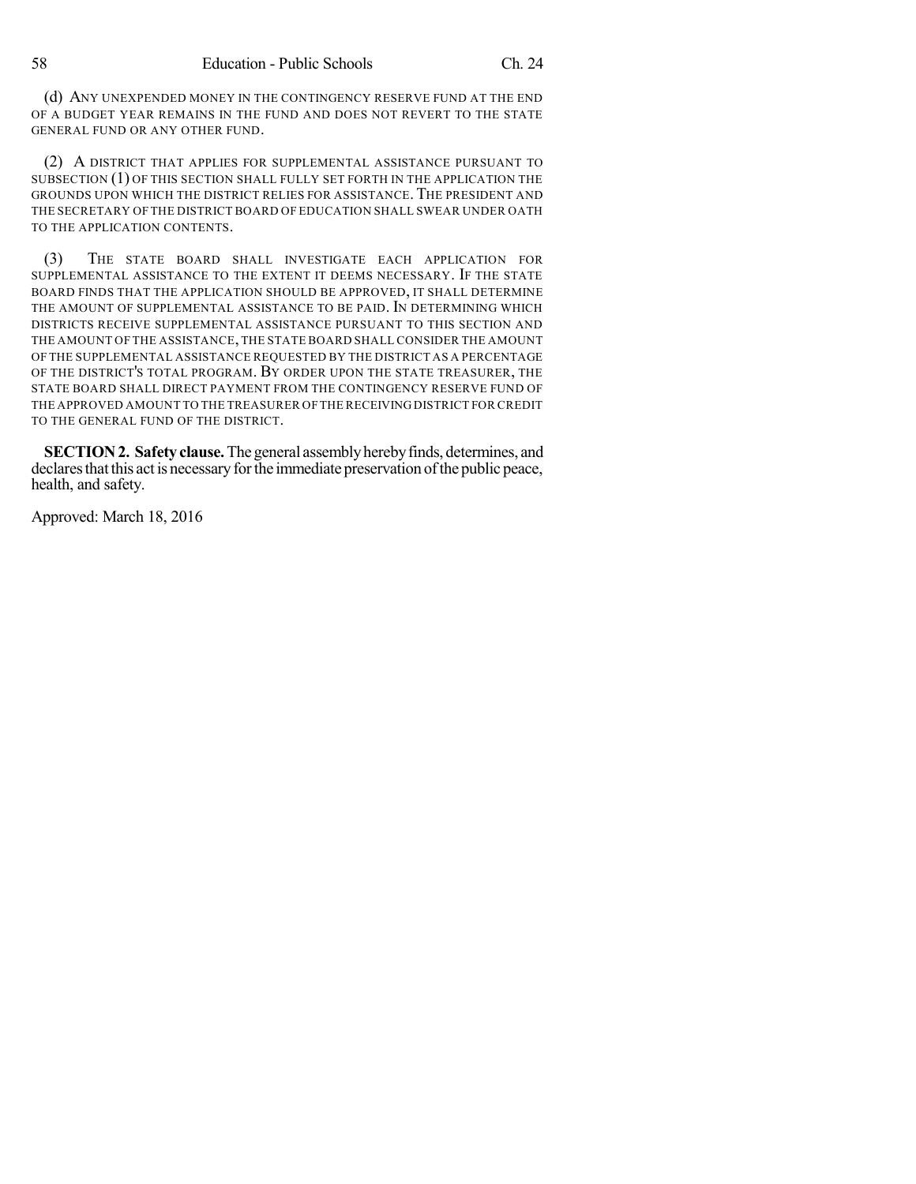(d) ANY UNEXPENDED MONEY IN THE CONTINGENCY RESERVE FUND AT THE END OF A BUDGET YEAR REMAINS IN THE FUND AND DOES NOT REVERT TO THE STATE GENERAL FUND OR ANY OTHER FUND.

(2) A DISTRICT THAT APPLIES FOR SUPPLEMENTAL ASSISTANCE PURSUANT TO SUBSECTION (1) OF THIS SECTION SHALL FULLY SET FORTH IN THE APPLICATION THE GROUNDS UPON WHICH THE DISTRICT RELIES FOR ASSISTANCE. THE PRESIDENT AND THE SECRETARY OF THE DISTRICT BOARD OF EDUCATION SHALL SWEAR UNDER OATH TO THE APPLICATION CONTENTS.

(3) THE STATE BOARD SHALL INVESTIGATE EACH APPLICATION FOR SUPPLEMENTAL ASSISTANCE TO THE EXTENT IT DEEMS NECESSARY. IF THE STATE BOARD FINDS THAT THE APPLICATION SHOULD BE APPROVED, IT SHALL DETERMINE THE AMOUNT OF SUPPLEMENTAL ASSISTANCE TO BE PAID. IN DETERMINING WHICH DISTRICTS RECEIVE SUPPLEMENTAL ASSISTANCE PURSUANT TO THIS SECTION AND THE AMOUNT OF THE ASSISTANCE, THE STATE BOARD SHALL CONSIDER THE AMOUNT OF THE SUPPLEMENTAL ASSISTANCE REQUESTED BY THE DISTRICT AS A PERCENTAGE OF THE DISTRICT'S TOTAL PROGRAM. BY ORDER UPON THE STATE TREASURER, THE STATE BOARD SHALL DIRECT PAYMENT FROM THE CONTINGENCY RESERVE FUND OF THE APPROVED AMOUNT TO THE TREASURER OF THE RECEIVING DISTRICT FOR CREDIT TO THE GENERAL FUND OF THE DISTRICT.

**SECTION 2. Safety clause.** The general assembly hereby finds, determines, and declares that this act is necessary for the immediate preservation of the public peace, health, and safety.

Approved: March 18, 2016